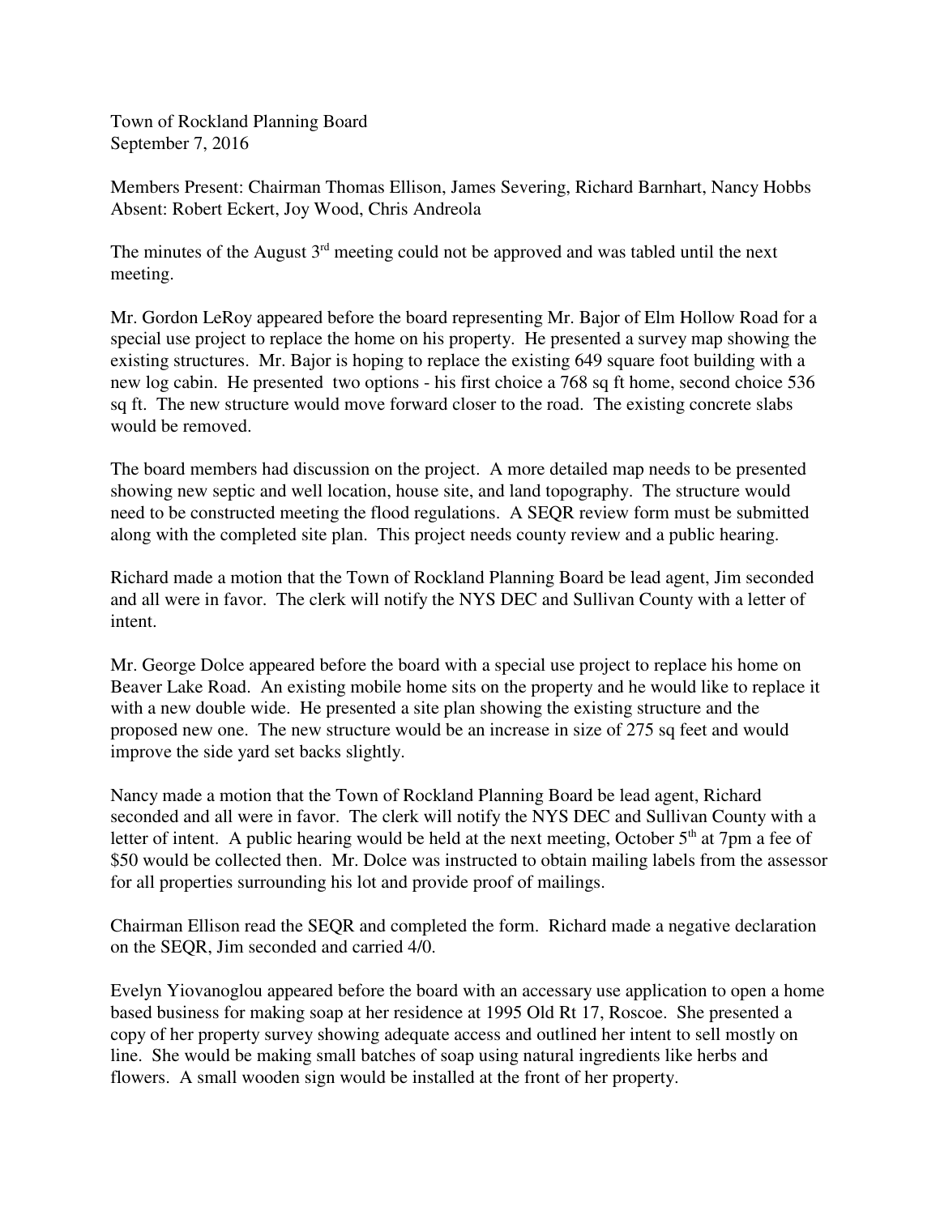Town of Rockland Planning Board
September 7, 2016

Members Present: Chairman Thomas Ellison, James Severing, Richard Barnhart, Nancy Hobbs
Absent: Robert Eckert, Joy Wood, Chris Andreola

The minutes of the August 3rd meeting could not be approved and was tabled until the next meeting.

Mr. Gordon LeRoy appeared before the board representing Mr. Bajor of Elm Hollow Road for a special use project to replace the home on his property. He presented a survey map showing the existing structures. Mr. Bajor is hoping to replace the existing 649 square foot building with a new log cabin. He presented two options - his first choice a 768 sq ft home, second choice 536 sq ft. The new structure would move forward closer to the road. The existing concrete slabs would be removed.

The board members had discussion on the project. A more detailed map needs to be presented showing new septic and well location, house site, and land topography. The structure would need to be constructed meeting the flood regulations. A SEQR review form must be submitted along with the completed site plan. This project needs county review and a public hearing.

Richard made a motion that the Town of Rockland Planning Board be lead agent, Jim seconded and all were in favor. The clerk will notify the NYS DEC and Sullivan County with a letter of intent.

Mr. George Dolce appeared before the board with a special use project to replace his home on Beaver Lake Road. An existing mobile home sits on the property and he would like to replace it with a new double wide. He presented a site plan showing the existing structure and the proposed new one. The new structure would be an increase in size of 275 sq feet and would improve the side yard set backs slightly.

Nancy made a motion that the Town of Rockland Planning Board be lead agent, Richard seconded and all were in favor. The clerk will notify the NYS DEC and Sullivan County with a letter of intent. A public hearing would be held at the next meeting, October 5th at 7pm a fee of $50 would be collected then. Mr. Dolce was instructed to obtain mailing labels from the assessor for all properties surrounding his lot and provide proof of mailings.

Chairman Ellison read the SEQR and completed the form. Richard made a negative declaration on the SEQR, Jim seconded and carried 4/0.

Evelyn Yiovanoglou appeared before the board with an accessary use application to open a home based business for making soap at her residence at 1995 Old Rt 17, Roscoe. She presented a copy of her property survey showing adequate access and outlined her intent to sell mostly on line. She would be making small batches of soap using natural ingredients like herbs and flowers. A small wooden sign would be installed at the front of her property.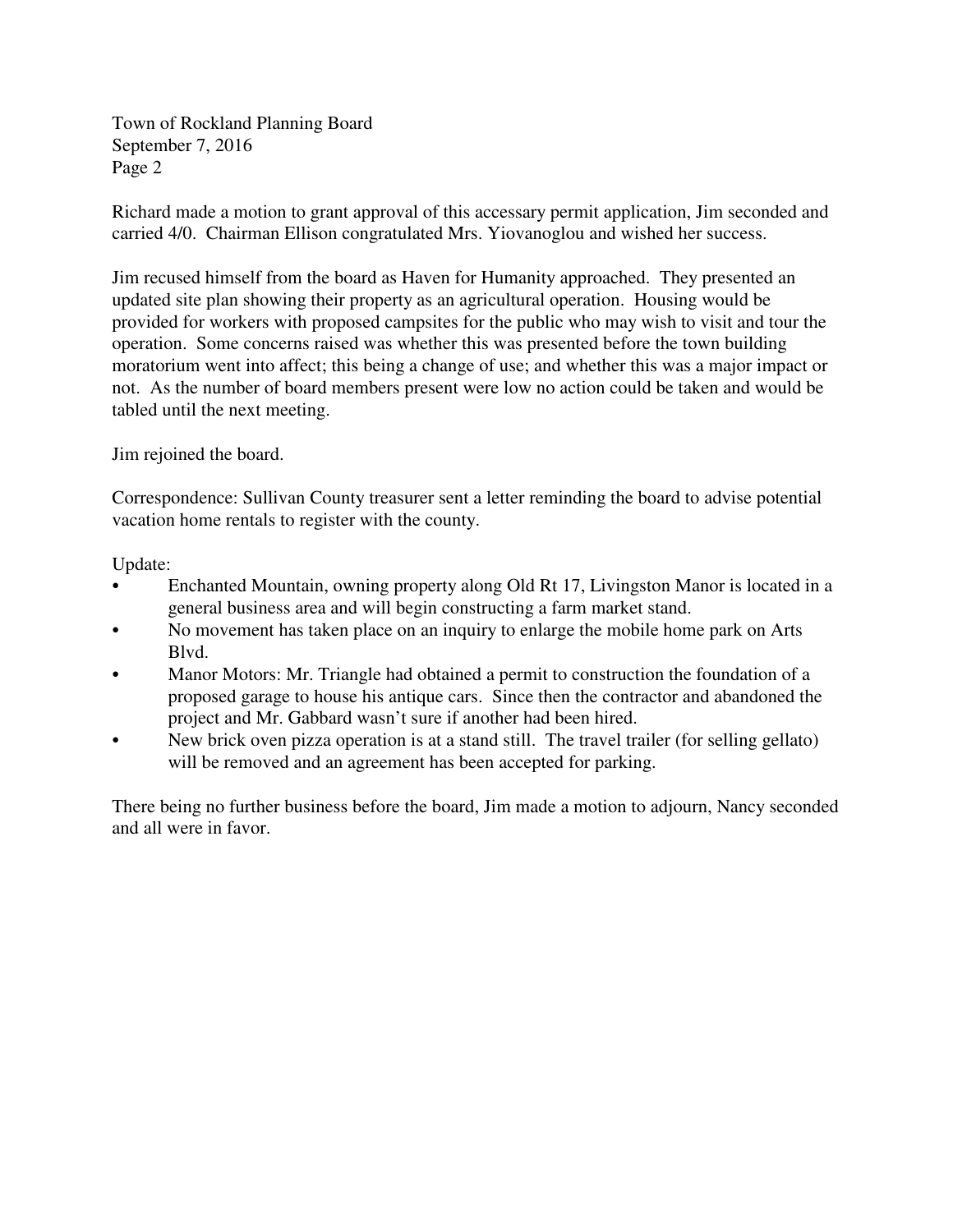Richard made a motion to grant approval of this accessary permit application, Jim seconded and carried 4/0. Chairman Ellison congratulated Mrs. Yiovanoglou and wished her success.

Jim recused himself from the board as Haven for Humanity approached. They presented an updated site plan showing their property as an agricultural operation. Housing would be provided for workers with proposed campsites for the public who may wish to visit and tour the operation. Some concerns raised was whether this was presented before the town building moratorium went into affect; this being a change of use; and whether this was a major impact or not. As the number of board members present were low no action could be taken and would be tabled until the next meeting.

Jim rejoined the board.

Correspondence: Sullivan County treasurer sent a letter reminding the board to advise potential vacation home rentals to register with the county.

Update:

- Enchanted Mountain, owning property along Old Rt 17, Livingston Manor is located in a general business area and will begin constructing a farm market stand.
- No movement has taken place on an inquiry to enlarge the mobile home park on Arts Blvd.
- Manor Motors: Mr. Triangle had obtained a permit to construction the foundation of a proposed garage to house his antique cars. Since then the contractor and abandoned the project and Mr. Gabbard wasn't sure if another had been hired.
- New brick oven pizza operation is at a stand still. The travel trailer (for selling gellato) will be removed and an agreement has been accepted for parking.

There being no further business before the board, Jim made a motion to adjourn, Nancy seconded and all were in favor.